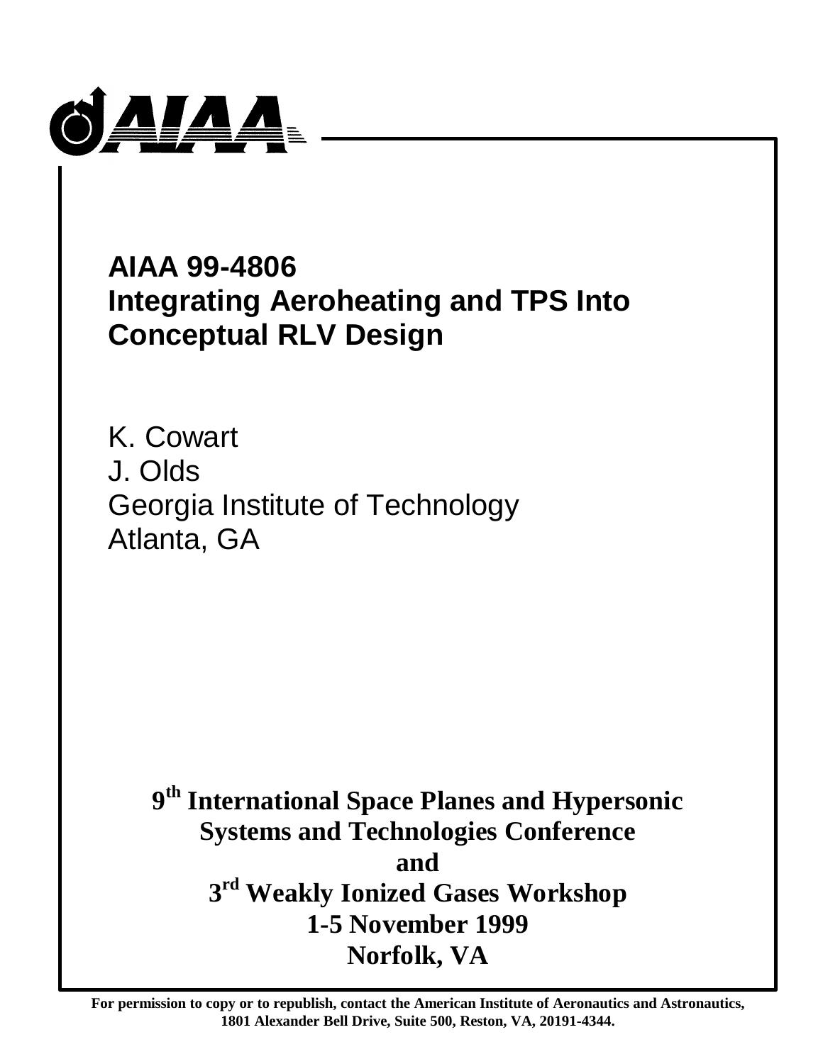# AIAA 99-4806
# Integrating Aeroheating and TPS Into Conceptual RLV Design

K. Cowart
J. Olds
Georgia Institute of Technology
Atlanta, GA

**9th International Space Planes and Hypersonic Systems and Technologies Conference**
**and**
**3rd Weakly Ionized Gases Workshop**
**1-5 November 1999**
**Norfolk, VA**

**For permission to copy or to republish, contact the American Institute of Aeronautics and Astronautics, 1801 Alexander Bell Drive, Suite 500, Reston, VA, 20191-4344.**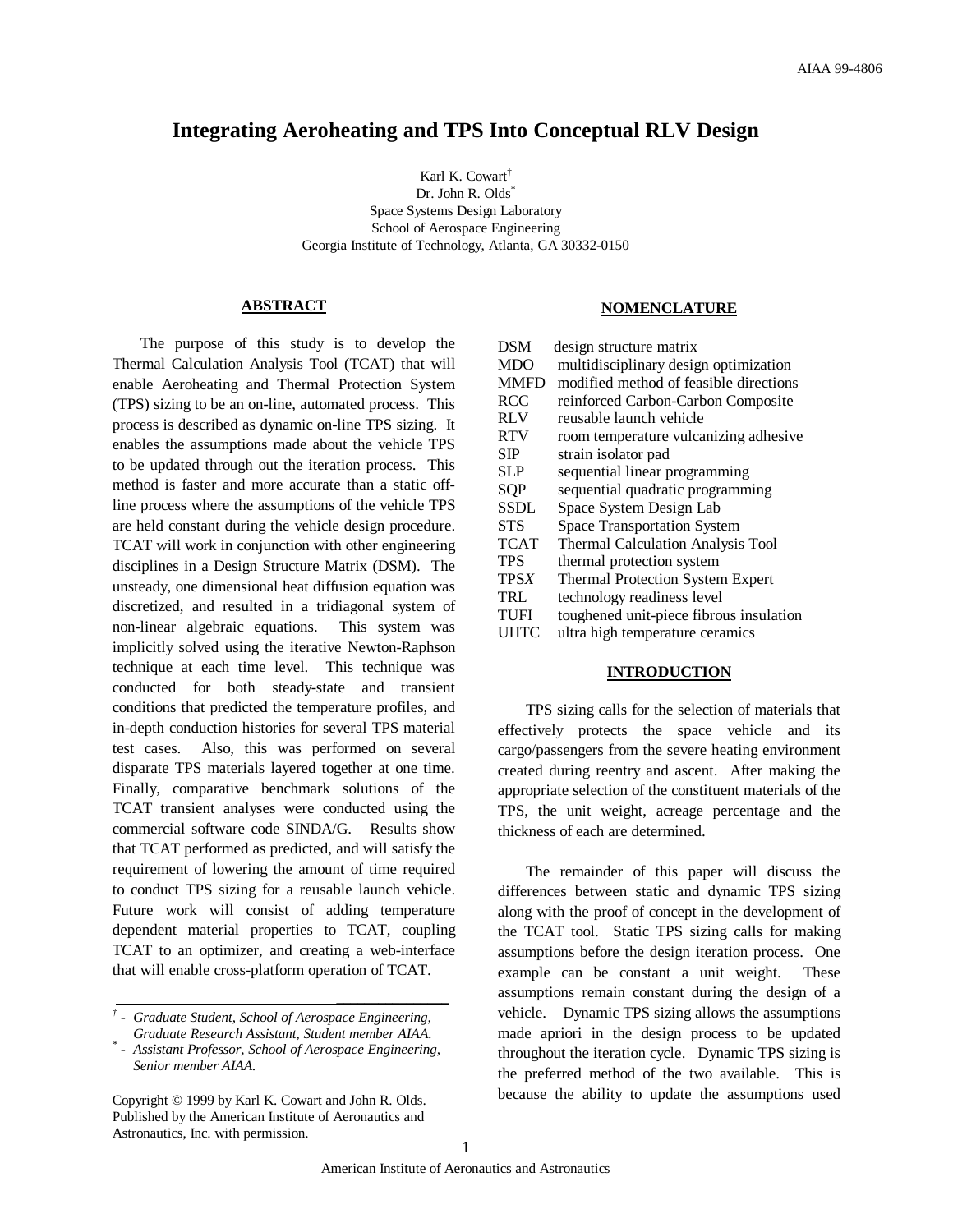# Integrating Aeroheating and TPS Into Conceptual RLV Design

Karl K. Cowart[†]
Dr. John R. Olds[*]
Space Systems Design Laboratory
School of Aerospace Engineering
Georgia Institute of Technology, Atlanta, GA 30332-0150

## ABSTRACT

The purpose of this study is to develop the Thermal Calculation Analysis Tool (TCAT) that will enable Aeroheating and Thermal Protection System (TPS) sizing to be an on-line, automated process. This process is described as dynamic on-line TPS sizing. It enables the assumptions made about the vehicle TPS to be updated through out the iteration process. This method is faster and more accurate than a static off-line process where the assumptions of the vehicle TPS are held constant during the vehicle design procedure. TCAT will work in conjunction with other engineering disciplines in a Design Structure Matrix (DSM). The unsteady, one dimensional heat diffusion equation was discretized, and resulted in a tridiagonal system of non-linear algebraic equations. This system was implicitly solved using the iterative Newton-Raphson technique at each time level. This technique was conducted for both steady-state and transient conditions that predicted the temperature profiles, and in-depth conduction histories for several TPS material test cases. Also, this was performed on several disparate TPS materials layered together at one time. Finally, comparative benchmark solutions of the TCAT transient analyses were conducted using the commercial software code SINDA/G. Results show that TCAT performed as predicted, and will satisfy the requirement of lowering the amount of time required to conduct TPS sizing for a reusable launch vehicle. Future work will consist of adding temperature dependent material properties to TCAT, coupling TCAT to an optimizer, and creating a web-interface that will enable cross-platform operation of TCAT.

[†] - *Graduate Student, School of Aerospace Engineering, Graduate Research Assistant, Student member AIAA.*
[*] - *Assistant Professor, School of Aerospace Engineering, Senior member AIAA.*

Copyright © 1999 by Karl K. Cowart and John R. Olds. Published by the American Institute of Aeronautics and Astronautics, Inc. with permission.

## NOMENCLATURE

| | |
|---|---|
| DSM | design structure matrix |
| MDO | multidisciplinary design optimization |
| MMFD | modified method of feasible directions |
| RCC | reinforced Carbon-Carbon Composite |
| RLV | reusable launch vehicle |
| RTV | room temperature vulcanizing adhesive |
| SIP | strain isolator pad |
| SLP | sequential linear programming |
| SQP | sequential quadratic programming |
| SSDL | Space System Design Lab |
| STS | Space Transportation System |
| TCAT | Thermal Calculation Analysis Tool |
| TPS | thermal protection system |
| TPS*X* | Thermal Protection System Expert |
| TRL | technology readiness level |
| TUFI | toughened unit-piece fibrous insulation |
| UHTC | ultra high temperature ceramics |

## INTRODUCTION

TPS sizing calls for the selection of materials that effectively protects the space vehicle and its cargo/passengers from the severe heating environment created during reentry and ascent. After making the appropriate selection of the constituent materials of the TPS, the unit weight, acreage percentage and the thickness of each are determined.

The remainder of this paper will discuss the differences between static and dynamic TPS sizing along with the proof of concept in the development of the TCAT tool. Static TPS sizing calls for making assumptions before the design iteration process. One example can be constant a unit weight. These assumptions remain constant during the design of a vehicle. Dynamic TPS sizing allows the assumptions made apriori in the design process to be updated throughout the iteration cycle. Dynamic TPS sizing is the preferred method of the two available. This is because the ability to update the assumptions used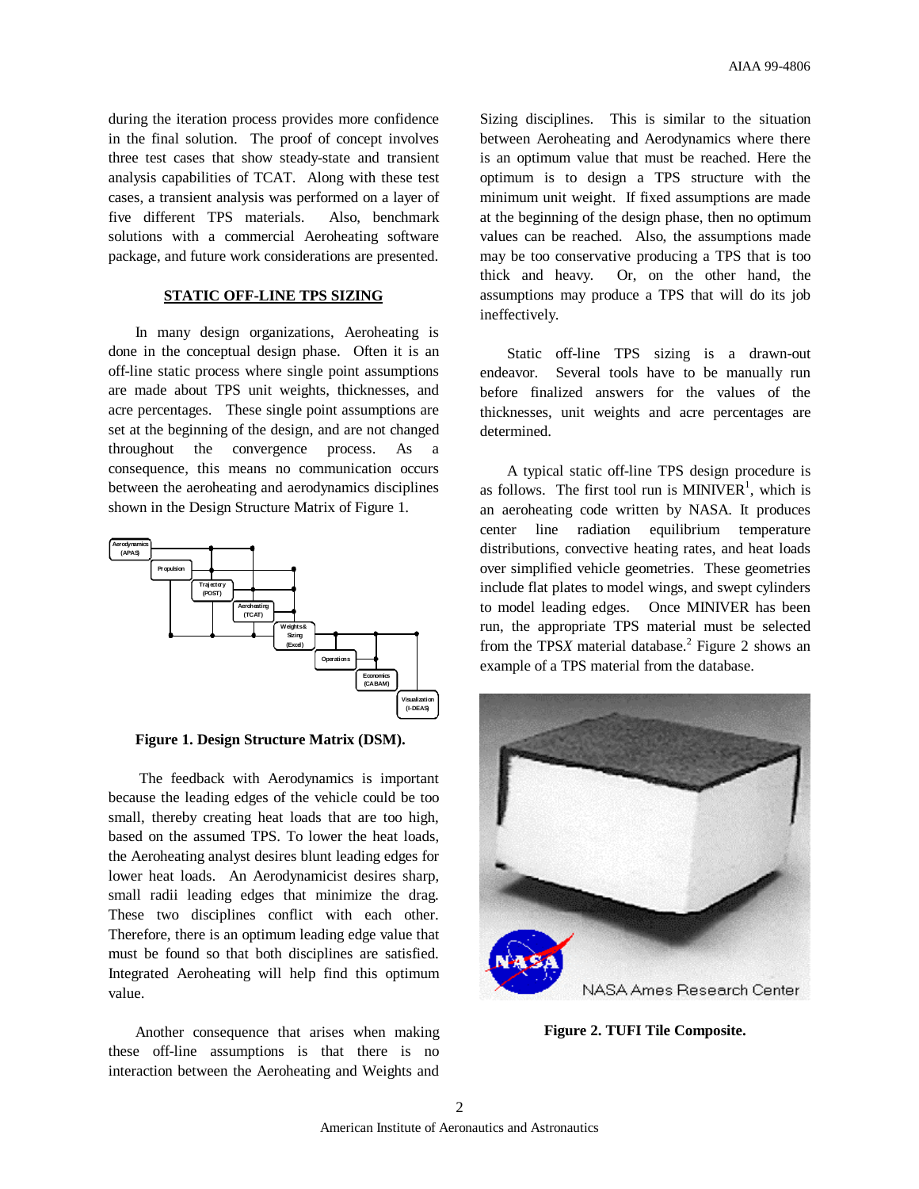during the iteration process provides more confidence in the final solution. The proof of concept involves three test cases that show steady-state and transient analysis capabilities of TCAT. Along with these test cases, a transient analysis was performed on a layer of five different TPS materials. Also, benchmark solutions with a commercial Aeroheating software package, and future work considerations are presented.

## STATIC OFF-LINE TPS SIZING

In many design organizations, Aeroheating is done in the conceptual design phase. Often it is an off-line static process where single point assumptions are made about TPS unit weights, thicknesses, and acre percentages. These single point assumptions are set at the beginning of the design, and are not changed throughout the convergence process. As a consequence, this means no communication occurs between the aeroheating and aerodynamics disciplines shown in the Design Structure Matrix of Figure 1.

**Figure 1. Design Structure Matrix (DSM).**

The feedback with Aerodynamics is important because the leading edges of the vehicle could be too small, thereby creating heat loads that are too high, based on the assumed TPS. To lower the heat loads, the Aeroheating analyst desires blunt leading edges for lower heat loads. An Aerodynamicist desires sharp, small radii leading edges that minimize the drag. These two disciplines conflict with each other. Therefore, there is an optimum leading edge value that must be found so that both disciplines are satisfied. Integrated Aeroheating will help find this optimum value.

Another consequence that arises when making these off-line assumptions is that there is no interaction between the Aeroheating and Weights and Sizing disciplines. This is similar to the situation between Aeroheating and Aerodynamics where there is an optimum value that must be reached. Here the optimum is to design a TPS structure with the minimum unit weight. If fixed assumptions are made at the beginning of the design phase, then no optimum values can be reached. Also, the assumptions made may be too conservative producing a TPS that is too thick and heavy. Or, on the other hand, the assumptions may produce a TPS that will do its job ineffectively.

Static off-line TPS sizing is a drawn-out endeavor. Several tools have to be manually run before finalized answers for the values of the thicknesses, unit weights and acre percentages are determined.

A typical static off-line TPS design procedure is as follows. The first tool run is MINIVER[1], which is an aeroheating code written by NASA. It produces center line radiation equilibrium temperature distributions, convective heating rates, and heat loads over simplified vehicle geometries. These geometries include flat plates to model wings, and swept cylinders to model leading edges. Once MINIVER has been run, the appropriate TPS material must be selected from the TPS*X* material database.[2] Figure 2 shows an example of a TPS material from the database.

**Figure 2. TUFI Tile Composite.**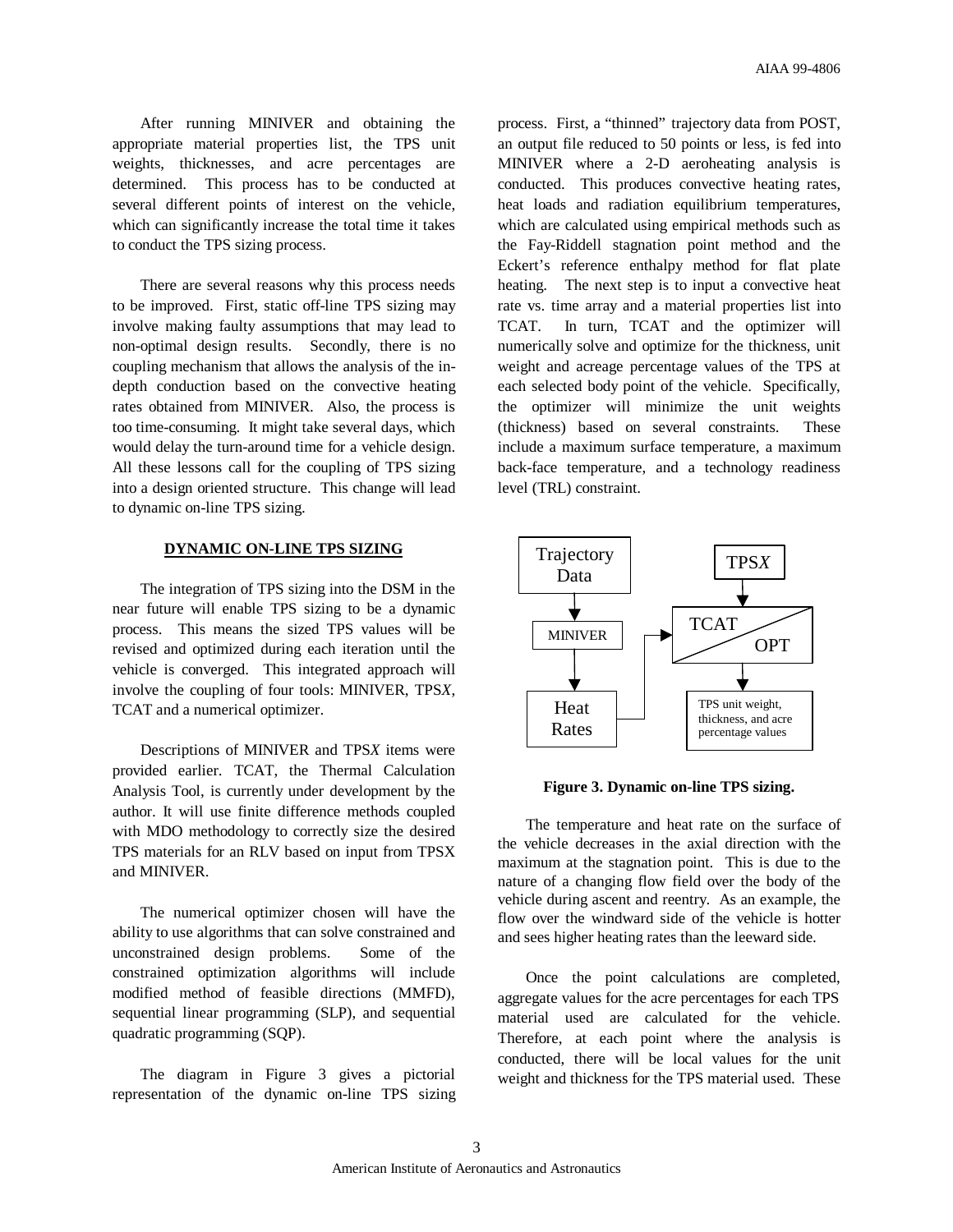After running MINIVER and obtaining the appropriate material properties list, the TPS unit weights, thicknesses, and acre percentages are determined. This process has to be conducted at several different points of interest on the vehicle, which can significantly increase the total time it takes to conduct the TPS sizing process.

There are several reasons why this process needs to be improved. First, static off-line TPS sizing may involve making faulty assumptions that may lead to non-optimal design results. Secondly, there is no coupling mechanism that allows the analysis of the in-depth conduction based on the convective heating rates obtained from MINIVER. Also, the process is too time-consuming. It might take several days, which would delay the turn-around time for a vehicle design. All these lessons call for the coupling of TPS sizing into a design oriented structure. This change will lead to dynamic on-line TPS sizing.

## DYNAMIC ON-LINE TPS SIZING

The integration of TPS sizing into the DSM in the near future will enable TPS sizing to be a dynamic process. This means the sized TPS values will be revised and optimized during each iteration until the vehicle is converged. This integrated approach will involve the coupling of four tools: MINIVER, TPS*X*, TCAT and a numerical optimizer.

Descriptions of MINIVER and TPS*X* items were provided earlier. TCAT, the Thermal Calculation Analysis Tool, is currently under development by the author. It will use finite difference methods coupled with MDO methodology to correctly size the desired TPS materials for an RLV based on input from TPSX and MINIVER.

The numerical optimizer chosen will have the ability to use algorithms that can solve constrained and unconstrained design problems. Some of the constrained optimization algorithms will include modified method of feasible directions (MMFD), sequential linear programming (SLP), and sequential quadratic programming (SQP).

The diagram in Figure 3 gives a pictorial representation of the dynamic on-line TPS sizing process. First, a "thinned" trajectory data from POST, an output file reduced to 50 points or less, is fed into MINIVER where a 2-D aeroheating analysis is conducted. This produces convective heating rates, heat loads and radiation equilibrium temperatures, which are calculated using empirical methods such as the Fay-Riddell stagnation point method and the Eckert's reference enthalpy method for flat plate heating. The next step is to input a convective heat rate vs. time array and a material properties list into TCAT. In turn, TCAT and the optimizer will numerically solve and optimize for the thickness, unit weight and acreage percentage values of the TPS at each selected body point of the vehicle. Specifically, the optimizer will minimize the unit weights (thickness) based on several constraints. These include a maximum surface temperature, a maximum back-face temperature, and a technology readiness level (TRL) constraint.

Trajectory Data → MINIVER → Heat Rates → TCAT / OPT (with input from TPS*X*) → TPS unit weight, thickness, and acre percentage values

**Figure 3. Dynamic on-line TPS sizing.**

The temperature and heat rate on the surface of the vehicle decreases in the axial direction with the maximum at the stagnation point. This is due to the nature of a changing flow field over the body of the vehicle during ascent and reentry. As an example, the flow over the windward side of the vehicle is hotter and sees higher heating rates than the leeward side.

Once the point calculations are completed, aggregate values for the acre percentages for each TPS material used are calculated for the vehicle. Therefore, at each point where the analysis is conducted, there will be local values for the unit weight and thickness for the TPS material used. These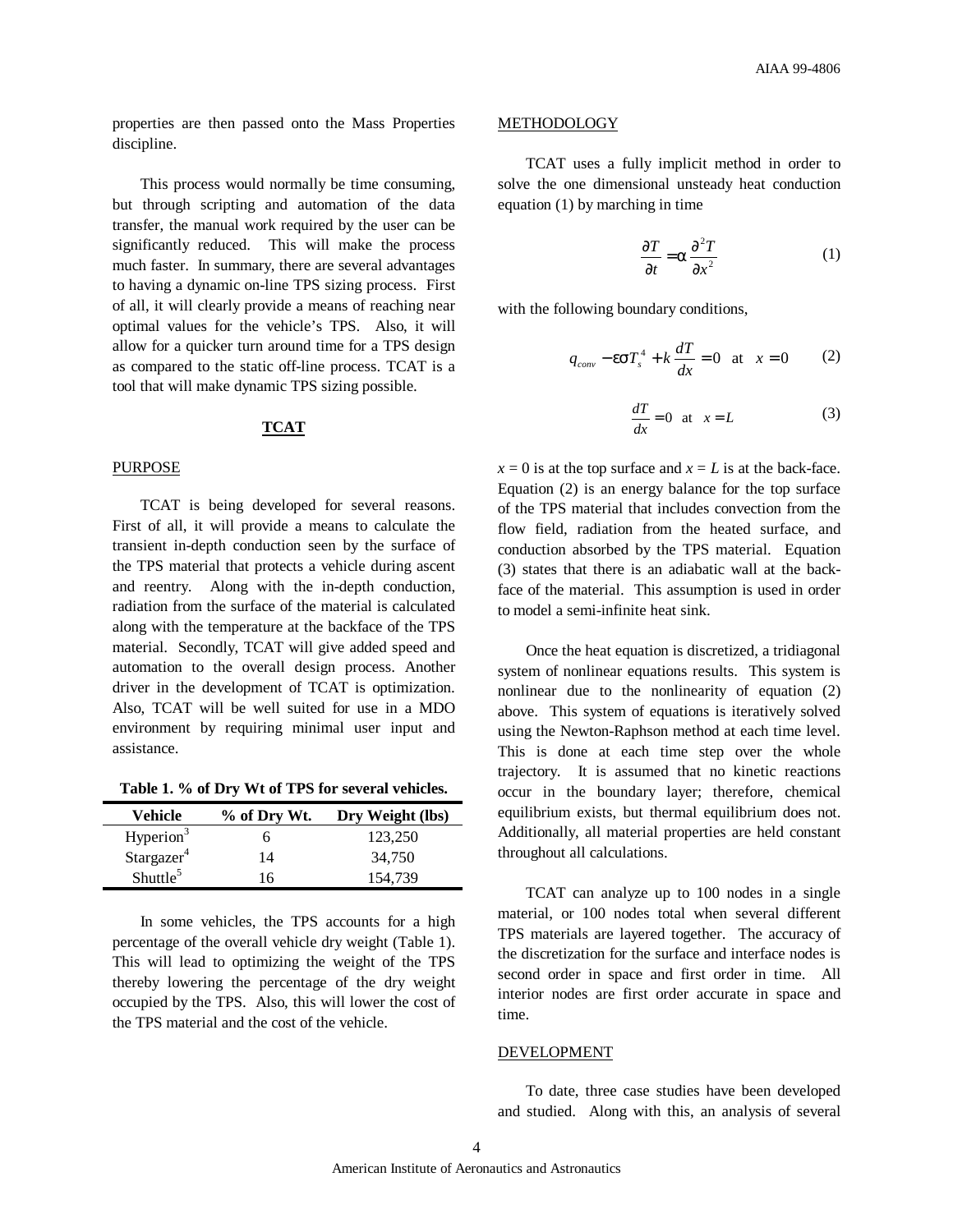properties are then passed onto the Mass Properties discipline.

This process would normally be time consuming, but through scripting and automation of the data transfer, the manual work required by the user can be significantly reduced. This will make the process much faster. In summary, there are several advantages to having a dynamic on-line TPS sizing process. First of all, it will clearly provide a means of reaching near optimal values for the vehicle's TPS. Also, it will allow for a quicker turn around time for a TPS design as compared to the static off-line process. TCAT is a tool that will make dynamic TPS sizing possible.

## TCAT

### PURPOSE

TCAT is being developed for several reasons. First of all, it will provide a means to calculate the transient in-depth conduction seen by the surface of the TPS material that protects a vehicle during ascent and reentry. Along with the in-depth conduction, radiation from the surface of the material is calculated along with the temperature at the backface of the TPS material. Secondly, TCAT will give added speed and automation to the overall design process. Another driver in the development of TCAT is optimization. Also, TCAT will be well suited for use in a MDO environment by requiring minimal user input and assistance.

**Table 1. % of Dry Wt of TPS for several vehicles.**

| Vehicle | % of Dry Wt. | Dry Weight (lbs) |
|---|---|---|
| Hyperion[3] | 6 | 123,250 |
| Stargazer[4] | 14 | 34,750 |
| Shuttle[5] | 16 | 154,739 |

In some vehicles, the TPS accounts for a high percentage of the overall vehicle dry weight (Table 1). This will lead to optimizing the weight of the TPS thereby lowering the percentage of the dry weight occupied by the TPS. Also, this will lower the cost of the TPS material and the cost of the vehicle.

### METHODOLOGY

TCAT uses a fully implicit method in order to solve the one dimensional unsteady heat conduction equation (1) by marching in time

$$\frac{\partial T}{\partial t} = \alpha \frac{\partial^2 T}{\partial x^2} \tag{1}$$

with the following boundary conditions,

$$q_{conv} - \varepsilon \sigma T_s^4 + k \frac{dT}{dx} = 0 \quad \text{at} \quad x = 0 \tag{2}$$

$$\frac{dT}{dx} = 0 \quad \text{at} \quad x = L \tag{3}$$

$x = 0$ is at the top surface and $x = L$ is at the back-face. Equation (2) is an energy balance for the top surface of the TPS material that includes convection from the flow field, radiation from the heated surface, and conduction absorbed by the TPS material. Equation (3) states that there is an adiabatic wall at the back-face of the material. This assumption is used in order to model a semi-infinite heat sink.

Once the heat equation is discretized, a tridiagonal system of nonlinear equations results. This system is nonlinear due to the nonlinearity of equation (2) above. This system of equations is iteratively solved using the Newton-Raphson method at each time level. This is done at each time step over the whole trajectory. It is assumed that no kinetic reactions occur in the boundary layer; therefore, chemical equilibrium exists, but thermal equilibrium does not. Additionally, all material properties are held constant throughout all calculations.

TCAT can analyze up to 100 nodes in a single material, or 100 nodes total when several different TPS materials are layered together. The accuracy of the discretization for the surface and interface nodes is second order in space and first order in time. All interior nodes are first order accurate in space and time.

### DEVELOPMENT

To date, three case studies have been developed and studied. Along with this, an analysis of several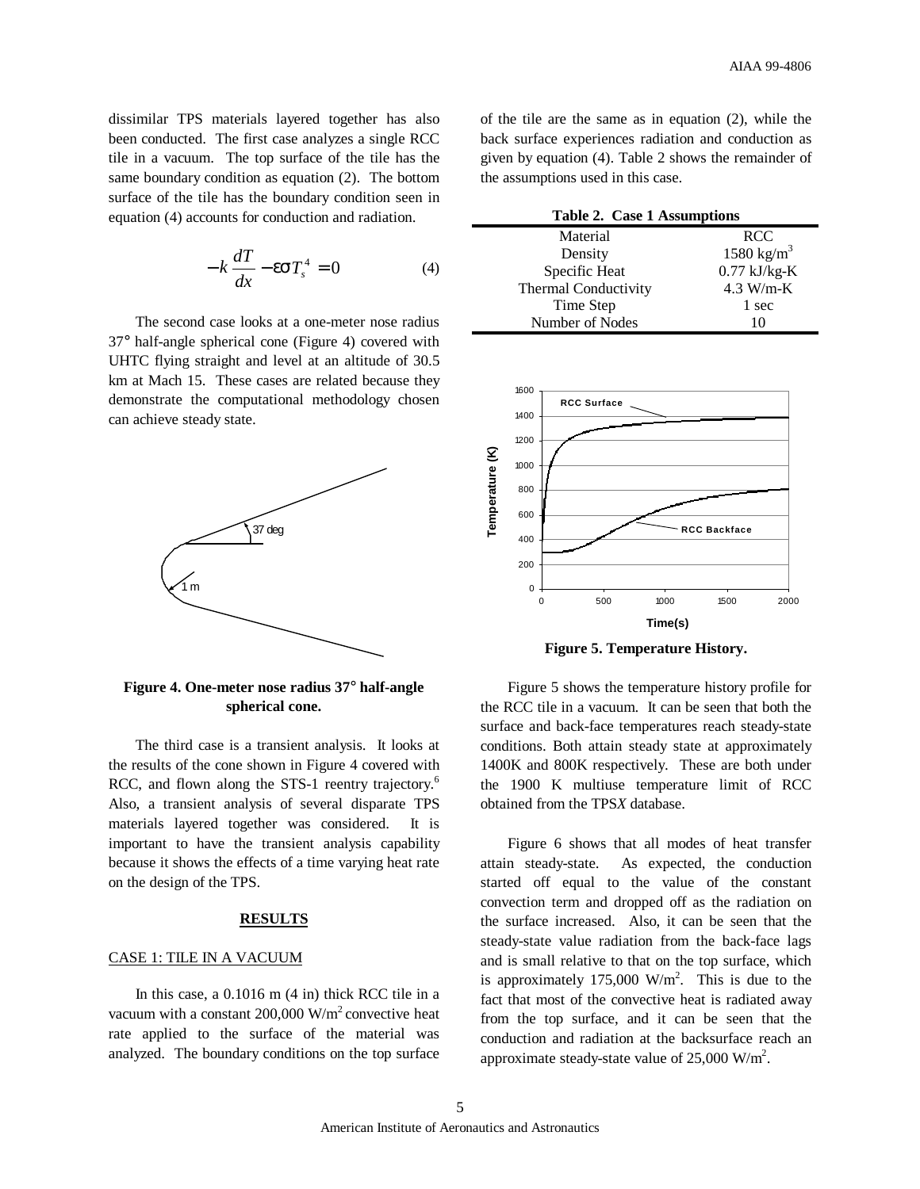dissimilar TPS materials layered together has also been conducted. The first case analyzes a single RCC tile in a vacuum. The top surface of the tile has the same boundary condition as equation (2). The bottom surface of the tile has the boundary condition seen in equation (4) accounts for conduction and radiation.

$$-k\frac{dT}{dx} - \varepsilon\sigma T_s^4 = 0 \qquad (4)$$

The second case looks at a one-meter nose radius 37° half-angle spherical cone (Figure 4) covered with UHTC flying straight and level at an altitude of 30.5 km at Mach 15. These cases are related because they demonstrate the computational methodology chosen can achieve steady state.

**Figure 4. One-meter nose radius 37° half-angle spherical cone.**

The third case is a transient analysis. It looks at the results of the cone shown in Figure 4 covered with RCC, and flown along the STS-1 reentry trajectory.[6] Also, a transient analysis of several disparate TPS materials layered together was considered. It is important to have the transient analysis capability because it shows the effects of a time varying heat rate on the design of the TPS.

## RESULTS

### CASE 1: TILE IN A VACUUM

In this case, a 0.1016 m (4 in) thick RCC tile in a vacuum with a constant 200,000 W/m$^2$ convective heat rate applied to the surface of the material was analyzed. The boundary conditions on the top surface of the tile are the same as in equation (2), while the back surface experiences radiation and conduction as given by equation (4). Table 2 shows the remainder of the assumptions used in this case.

**Table 2. Case 1 Assumptions**

| | |
|---|---|
| Material | RCC |
| Density | 1580 kg/m$^3$ |
| Specific Heat | 0.77 kJ/kg-K |
| Thermal Conductivity | 4.3 W/m-K |
| Time Step | 1 sec |
| Number of Nodes | 10 |

**Figure 5. Temperature History.**

Figure 5 shows the temperature history profile for the RCC tile in a vacuum. It can be seen that both the surface and back-face temperatures reach steady-state conditions. Both attain steady state at approximately 1400K and 800K respectively. These are both under the 1900 K multiuse temperature limit of RCC obtained from the TPS*X* database.

Figure 6 shows that all modes of heat transfer attain steady-state. As expected, the conduction started off equal to the value of the constant convection term and dropped off as the radiation on the surface increased. Also, it can be seen that the steady-state value radiation from the back-face lags and is small relative to that on the top surface, which is approximately 175,000 W/m$^2$. This is due to the fact that most of the convective heat is radiated away from the top surface, and it can be seen that the conduction and radiation at the backsurface reach an approximate steady-state value of 25,000 W/m$^2$.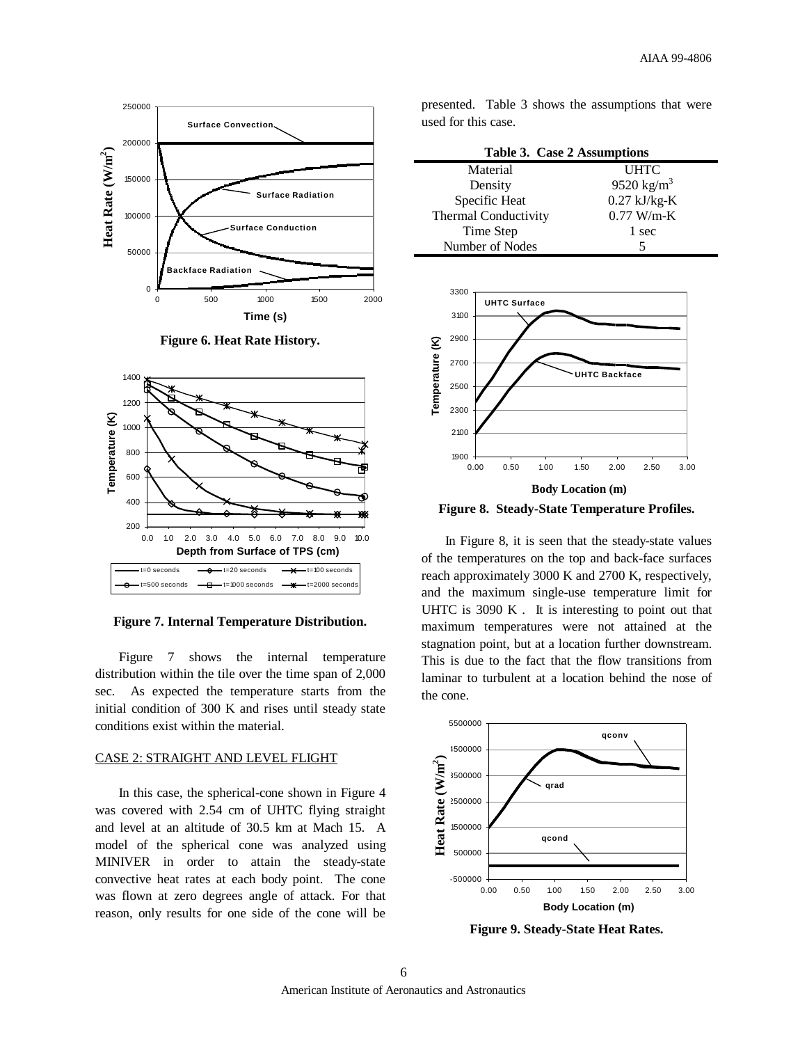Figure 6. Heat Rate History.

Figure 7. Internal Temperature Distribution.

Figure 7 shows the internal temperature distribution within the tile over the time span of 2,000 sec. As expected the temperature starts from the initial condition of 300 K and rises until steady state conditions exist within the material.

## CASE 2: STRAIGHT AND LEVEL FLIGHT

In this case, the spherical-cone shown in Figure 4 was covered with 2.54 cm of UHTC flying straight and level at an altitude of 30.5 km at Mach 15. A model of the spherical cone was analyzed using MINIVER in order to attain the steady-state convective heat rates at each body point. The cone was flown at zero degrees angle of attack. For that reason, only results for one side of the cone will be presented. Table 3 shows the assumptions that were used for this case.

**Table 3. Case 2 Assumptions**

| Material | UHTC |
|---|---|
| Density | 9520 kg/m$^3$ |
| Specific Heat | 0.27 kJ/kg-K |
| Thermal Conductivity | 0.77 W/m-K |
| Time Step | 1 sec |
| Number of Nodes | 5 |

Figure 8. Steady-State Temperature Profiles.

In Figure 8, it is seen that the steady-state values of the temperatures on the top and back-face surfaces reach approximately 3000 K and 2700 K, respectively, and the maximum single-use temperature limit for UHTC is 3090 K. It is interesting to point out that maximum temperatures were not attained at the stagnation point, but at a location further downstream. This is due to the fact that the flow transitions from laminar to turbulent at a location behind the nose of the cone.

Figure 9. Steady-State Heat Rates.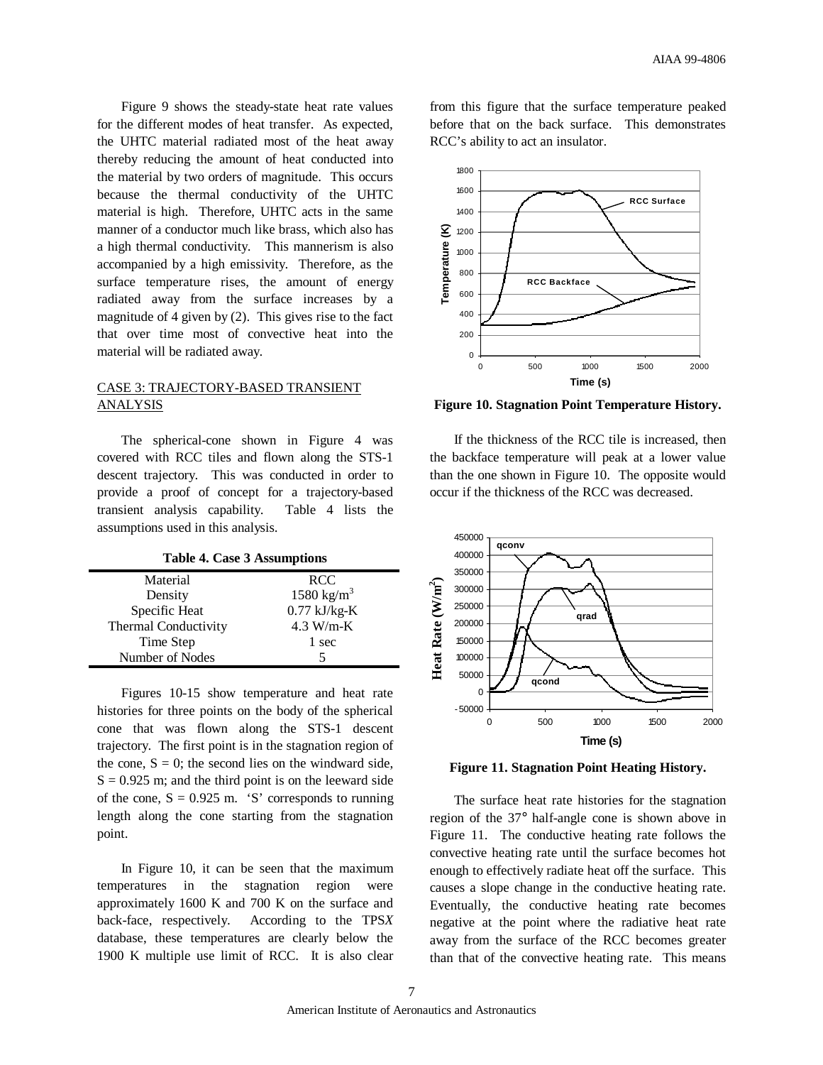Figure 9 shows the steady-state heat rate values for the different modes of heat transfer. As expected, the UHTC material radiated most of the heat away thereby reducing the amount of heat conducted into the material by two orders of magnitude. This occurs because the thermal conductivity of the UHTC material is high. Therefore, UHTC acts in the same manner of a conductor much like brass, which also has a high thermal conductivity. This mannerism is also accompanied by a high emissivity. Therefore, as the surface temperature rises, the amount of energy radiated away from the surface increases by a magnitude of 4 given by (2). This gives rise to the fact that over time most of convective heat into the material will be radiated away.

## CASE 3: TRAJECTORY-BASED TRANSIENT ANALYSIS

The spherical-cone shown in Figure 4 was covered with RCC tiles and flown along the STS-1 descent trajectory. This was conducted in order to provide a proof of concept for a trajectory-based transient analysis capability. Table 4 lists the assumptions used in this analysis.

**Table 4. Case 3 Assumptions**

| Material | RCC |
|---|---|
| Density | 1580 $kg/m^3$ |
| Specific Heat | 0.77 kJ/kg-K |
| Thermal Conductivity | 4.3 W/m-K |
| Time Step | 1 sec |
| Number of Nodes | 5 |

Figures 10-15 show temperature and heat rate histories for three points on the body of the spherical cone that was flown along the STS-1 descent trajectory. The first point is in the stagnation region of the cone, S = 0; the second lies on the windward side, S = 0.925 m; and the third point is on the leeward side of the cone, S = 0.925 m. 'S' corresponds to running length along the cone starting from the stagnation point.

In Figure 10, it can be seen that the maximum temperatures in the stagnation region were approximately 1600 K and 700 K on the surface and back-face, respectively. According to the TPS*X* database, these temperatures are clearly below the 1900 K multiple use limit of RCC. It is also clear from this figure that the surface temperature peaked before that on the back surface. This demonstrates RCC's ability to act an insulator.

**Figure 10. Stagnation Point Temperature History.**

If the thickness of the RCC tile is increased, then the backface temperature will peak at a lower value than the one shown in Figure 10. The opposite would occur if the thickness of the RCC was decreased.

**Figure 11. Stagnation Point Heating History.**

The surface heat rate histories for the stagnation region of the 37° half-angle cone is shown above in Figure 11. The conductive heating rate follows the convective heating rate until the surface becomes hot enough to effectively radiate heat off the surface. This causes a slope change in the conductive heating rate. Eventually, the conductive heating rate becomes negative at the point where the radiative heat rate away from the surface of the RCC becomes greater than that of the convective heating rate. This means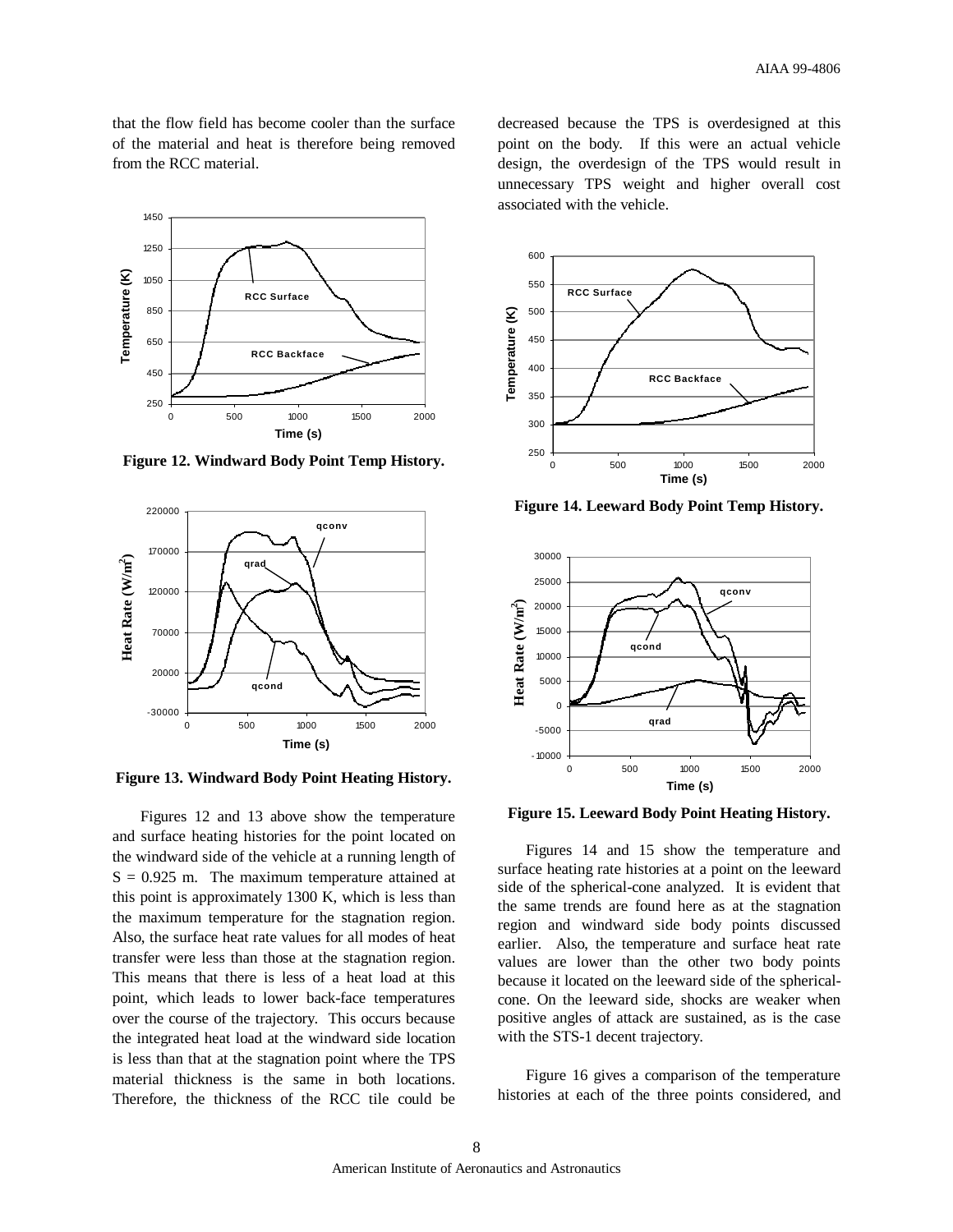that the flow field has become cooler than the surface of the material and heat is therefore being removed from the RCC material.

Figure 12. Windward Body Point Temp History.

Figure 13. Windward Body Point Heating History.

Figures 12 and 13 above show the temperature and surface heating histories for the point located on the windward side of the vehicle at a running length of S = 0.925 m. The maximum temperature attained at this point is approximately 1300 K, which is less than the maximum temperature for the stagnation region. Also, the surface heat rate values for all modes of heat transfer were less than those at the stagnation region. This means that there is less of a heat load at this point, which leads to lower back-face temperatures over the course of the trajectory. This occurs because the integrated heat load at the windward side location is less than that at the stagnation point where the TPS material thickness is the same in both locations. Therefore, the thickness of the RCC tile could be decreased because the TPS is overdesigned at this point on the body. If this were an actual vehicle design, the overdesign of the TPS would result in unnecessary TPS weight and higher overall cost associated with the vehicle.

Figure 14. Leeward Body Point Temp History.

Figure 15. Leeward Body Point Heating History.

Figures 14 and 15 show the temperature and surface heating rate histories at a point on the leeward side of the spherical-cone analyzed. It is evident that the same trends are found here as at the stagnation region and windward side body points discussed earlier. Also, the temperature and surface heat rate values are lower than the other two body points because it located on the leeward side of the spherical-cone. On the leeward side, shocks are weaker when positive angles of attack are sustained, as is the case with the STS-1 decent trajectory.

Figure 16 gives a comparison of the temperature histories at each of the three points considered, and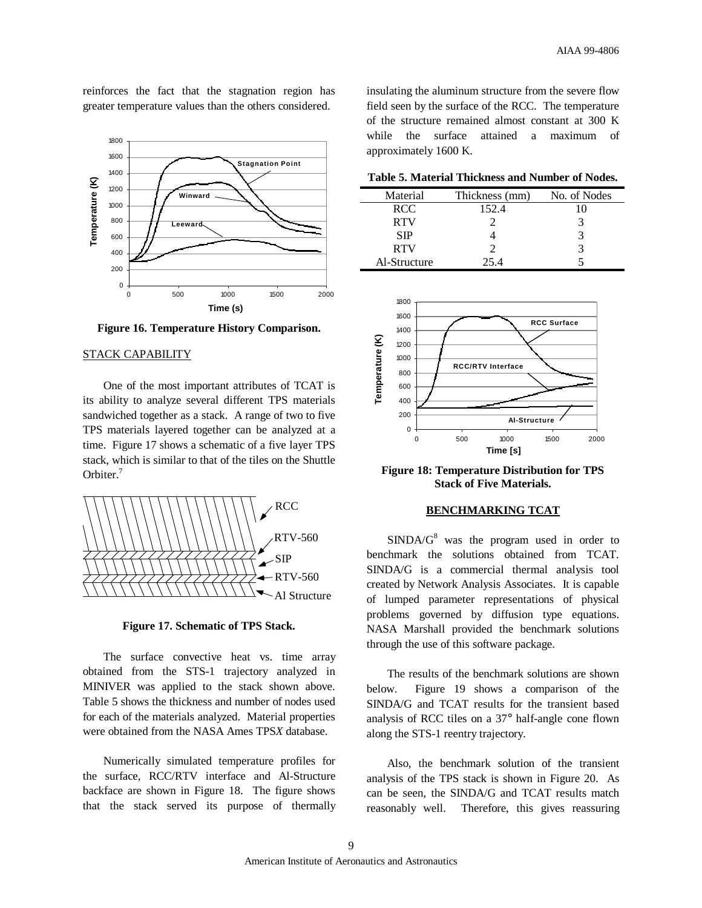reinforces the fact that the stagnation region has greater temperature values than the others considered.

Figure 16. Temperature History Comparison.

STACK CAPABILITY

One of the most important attributes of TCAT is its ability to analyze several different TPS materials sandwiched together as a stack. A range of two to five TPS materials layered together can be analyzed at a time. Figure 17 shows a schematic of a five layer TPS stack, which is similar to that of the tiles on the Shuttle Orbiter.[7]

Figure 17. Schematic of TPS Stack.

The surface convective heat vs. time array obtained from the STS-1 trajectory analyzed in MINIVER was applied to the stack shown above. Table 5 shows the thickness and number of nodes used for each of the materials analyzed. Material properties were obtained from the NASA Ames TPS*X* database.

Numerically simulated temperature profiles for the surface, RCC/RTV interface and Al-Structure backface are shown in Figure 18. The figure shows that the stack served its purpose of thermally insulating the aluminum structure from the severe flow field seen by the surface of the RCC. The temperature of the structure remained almost constant at 300 K while the surface attained a maximum of approximately 1600 K.

**Table 5. Material Thickness and Number of Nodes.**

| Material | Thickness (mm) | No. of Nodes |
|---|---|---|
| RCC | 152.4 | 10 |
| RTV | 2 | 3 |
| SIP | 4 | 3 |
| RTV | 2 | 3 |
| Al-Structure | 25.4 | 5 |

Figure 18: Temperature Distribution for TPS Stack of Five Materials.

## BENCHMARKING TCAT

SINDA/G[8] was the program used in order to benchmark the solutions obtained from TCAT. SINDA/G is a commercial thermal analysis tool created by Network Analysis Associates. It is capable of lumped parameter representations of physical problems governed by diffusion type equations. NASA Marshall provided the benchmark solutions through the use of this software package.

The results of the benchmark solutions are shown below. Figure 19 shows a comparison of the SINDA/G and TCAT results for the transient based analysis of RCC tiles on a 37° half-angle cone flown along the STS-1 reentry trajectory.

Also, the benchmark solution of the transient analysis of the TPS stack is shown in Figure 20. As can be seen, the SINDA/G and TCAT results match reasonably well. Therefore, this gives reassuring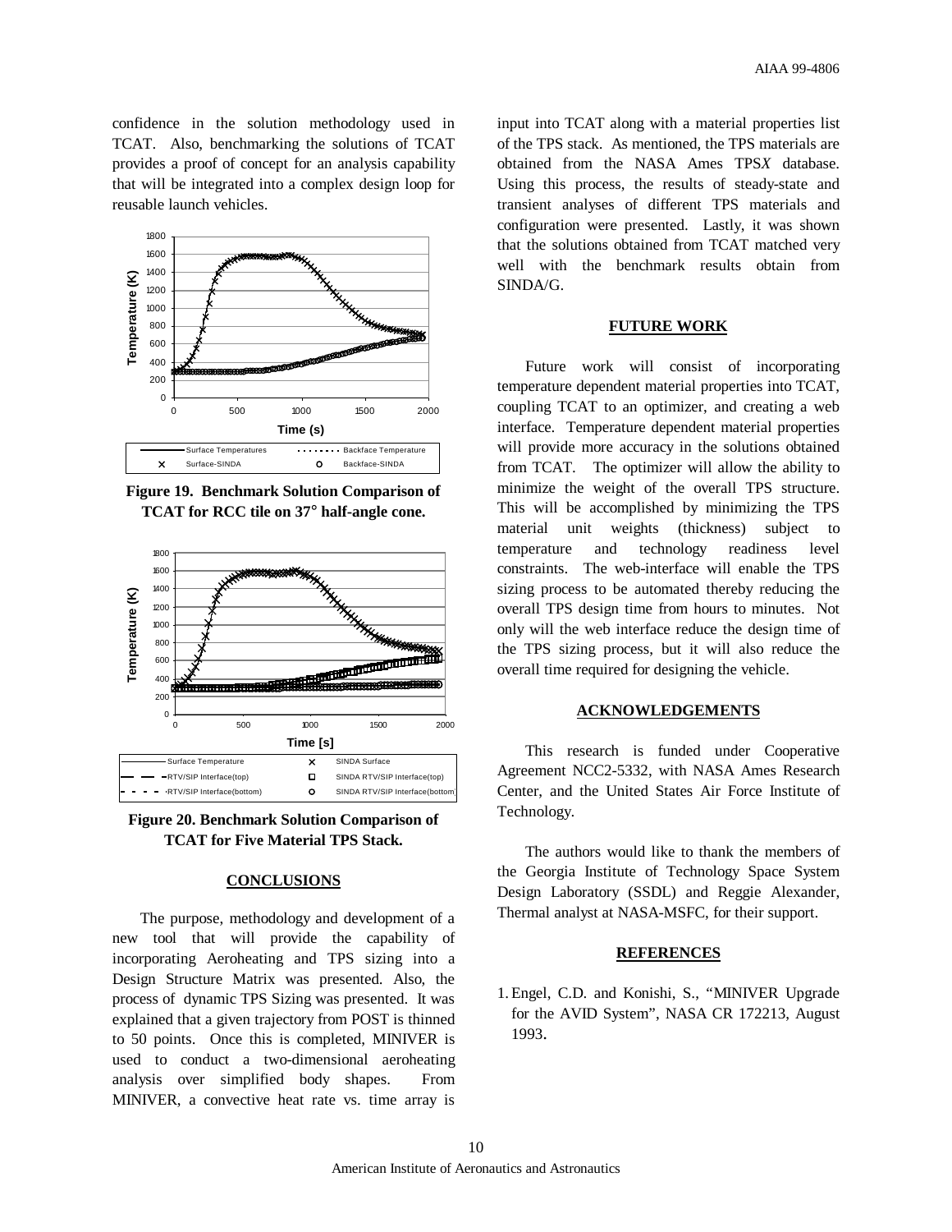confidence in the solution methodology used in TCAT. Also, benchmarking the solutions of TCAT provides a proof of concept for an analysis capability that will be integrated into a complex design loop for reusable launch vehicles.

**Figure 19. Benchmark Solution Comparison of TCAT for RCC tile on 37° half-angle cone.**

**Figure 20. Benchmark Solution Comparison of TCAT for Five Material TPS Stack.**

## CONCLUSIONS

The purpose, methodology and development of a new tool that will provide the capability of incorporating Aeroheating and TPS sizing into a Design Structure Matrix was presented. Also, the process of dynamic TPS Sizing was presented. It was explained that a given trajectory from POST is thinned to 50 points. Once this is completed, MINIVER is used to conduct a two-dimensional aeroheating analysis over simplified body shapes. From MINIVER, a convective heat rate vs. time array is input into TCAT along with a material properties list of the TPS stack. As mentioned, the TPS materials are obtained from the NASA Ames TPS*X* database. Using this process, the results of steady-state and transient analyses of different TPS materials and configuration were presented. Lastly, it was shown that the solutions obtained from TCAT matched very well with the benchmark results obtain from SINDA/G.

## FUTURE WORK

Future work will consist of incorporating temperature dependent material properties into TCAT, coupling TCAT to an optimizer, and creating a web interface. Temperature dependent material properties will provide more accuracy in the solutions obtained from TCAT. The optimizer will allow the ability to minimize the weight of the overall TPS structure. This will be accomplished by minimizing the TPS material unit weights (thickness) subject to temperature and technology readiness level constraints. The web-interface will enable the TPS sizing process to be automated thereby reducing the overall TPS design time from hours to minutes. Not only will the web interface reduce the design time of the TPS sizing process, but it will also reduce the overall time required for designing the vehicle.

## ACKNOWLEDGEMENTS

This research is funded under Cooperative Agreement NCC2-5332, with NASA Ames Research Center, and the United States Air Force Institute of Technology.

The authors would like to thank the members of the Georgia Institute of Technology Space System Design Laboratory (SSDL) and Reggie Alexander, Thermal analyst at NASA-MSFC, for their support.

## REFERENCES

1. Engel, C.D. and Konishi, S., "MINIVER Upgrade for the AVID System", NASA CR 172213, August 1993.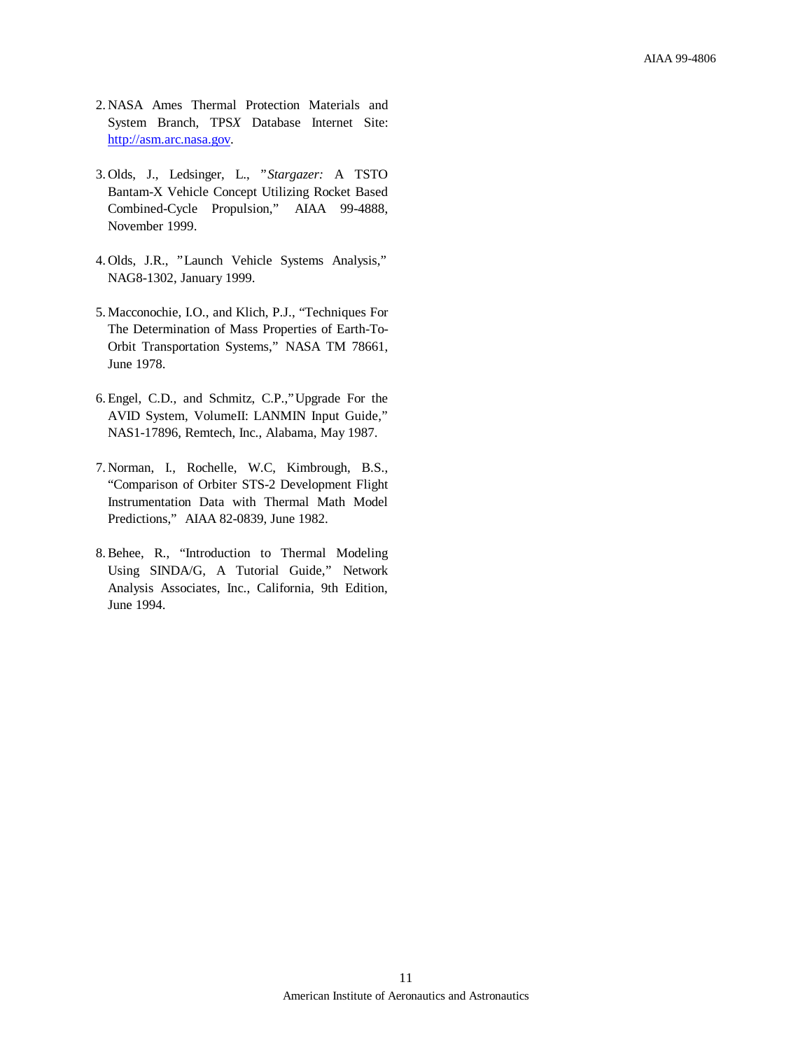2. NASA Ames Thermal Protection Materials and System Branch, TPS*X* Database Internet Site: http://asm.arc.nasa.gov.

3. Olds, J., Ledsinger, L., "*Stargazer:* A TSTO Bantam-X Vehicle Concept Utilizing Rocket Based Combined-Cycle Propulsion," AIAA 99-4888, November 1999.

4. Olds, J.R., "Launch Vehicle Systems Analysis," NAG8-1302, January 1999.

5. Macconochie, I.O., and Klich, P.J., "Techniques For The Determination of Mass Properties of Earth-To-Orbit Transportation Systems," NASA TM 78661, June 1978.

6. Engel, C.D., and Schmitz, C.P.,"Upgrade For the AVID System, VolumeII: LANMIN Input Guide," NAS1-17896, Remtech, Inc., Alabama, May 1987.

7. Norman, I., Rochelle, W.C, Kimbrough, B.S., "Comparison of Orbiter STS-2 Development Flight Instrumentation Data with Thermal Math Model Predictions," AIAA 82-0839, June 1982.

8. Behee, R., "Introduction to Thermal Modeling Using SINDA/G, A Tutorial Guide," Network Analysis Associates, Inc., California, 9th Edition, June 1994.